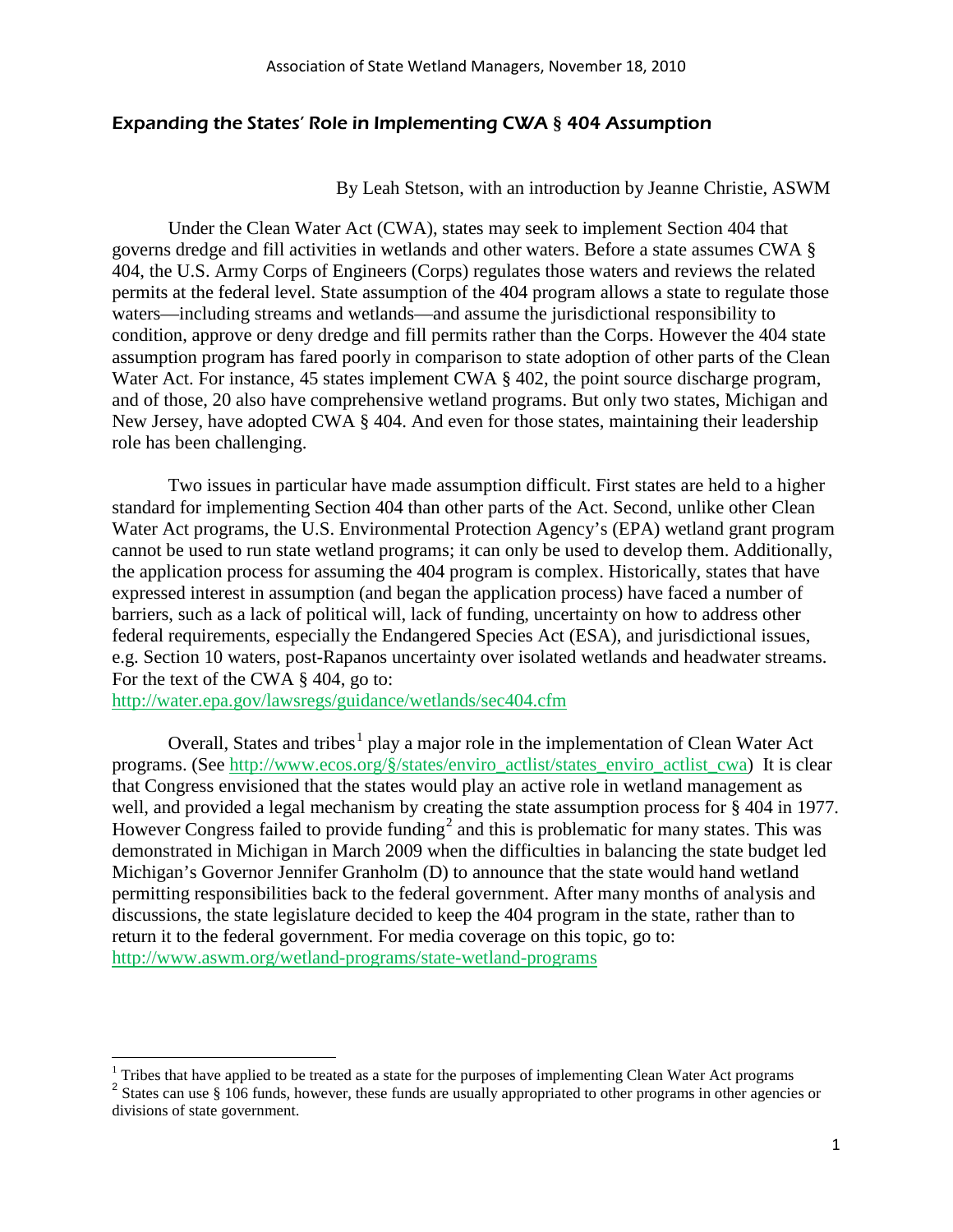Association of State Wetland Managers, November 18, 2010

## *Expanding the States' Role in Implementing CWA § 404 Assumption*

By Leah Stetson, with an introduction by Jeanne Christie, ASWM

Under the Clean Water Act (CWA), states may seek to implement Section 404 that governs dredge and fill activities in wetlands and other waters. Before a state assumes CWA § 404, the U.S. Army Corps of Engineers (Corps) regulates those waters and reviews the related permits at the federal level. State assumption of the 404 program allows a state to regulate those waters—including streams and wetlands—and assume the jurisdictional responsibility to condition, approve or deny dredge and fill permits rather than the Corps. However the 404 state assumption program has fared poorly in comparison to state adoption of other parts of the Clean Water Act. For instance, 45 states implement CWA § 402, the point source discharge program, and of those, 20 also have comprehensive wetland programs. But only two states, Michigan and New Jersey, have adopted CWA § 404. And even for those states, maintaining their leadership role has been challenging.

Two issues in particular have made assumption difficult. First states are held to a higher standard for implementing Section 404 than other parts of the Act. Second, unlike other Clean Water Act programs, the U.S. Environmental Protection Agency's (EPA) wetland grant program cannot be used to run state wetland programs; it can only be used to develop them. Additionally, the application process for assuming the 404 program is complex. Historically, states that have expressed interest in assumption (and began the application process) have faced a number of barriers, such as a lack of political will, lack of funding, uncertainty on how to address other federal requirements, especially the Endangered Species Act (ESA), and jurisdictional issues, e.g. Section 10 waters, post-Rapanos uncertainty over isolated wetlands and headwater streams. For the text of the CWA § 404, go to:
http://water.epa.gov/lawsregs/guidance/wetlands/sec404.cfm

Overall, States and tribes[1] play a major role in the implementation of Clean Water Act programs. (See http://www.ecos.org/§/states/enviro_actlist/states_enviro_actlist_cwa) It is clear that Congress envisioned that the states would play an active role in wetland management as well, and provided a legal mechanism by creating the state assumption process for § 404 in 1977. However Congress failed to provide funding[2] and this is problematic for many states. This was demonstrated in Michigan in March 2009 when the difficulties in balancing the state budget led Michigan's Governor Jennifer Granholm (D) to announce that the state would hand wetland permitting responsibilities back to the federal government. After many months of analysis and discussions, the state legislature decided to keep the 404 program in the state, rather than to return it to the federal government. For media coverage on this topic, go to:
http://www.aswm.org/wetland-programs/state-wetland-programs

---

[1] Tribes that have applied to be treated as a state for the purposes of implementing Clean Water Act programs

[2] States can use § 106 funds, however, these funds are usually appropriated to other programs in other agencies or divisions of state government.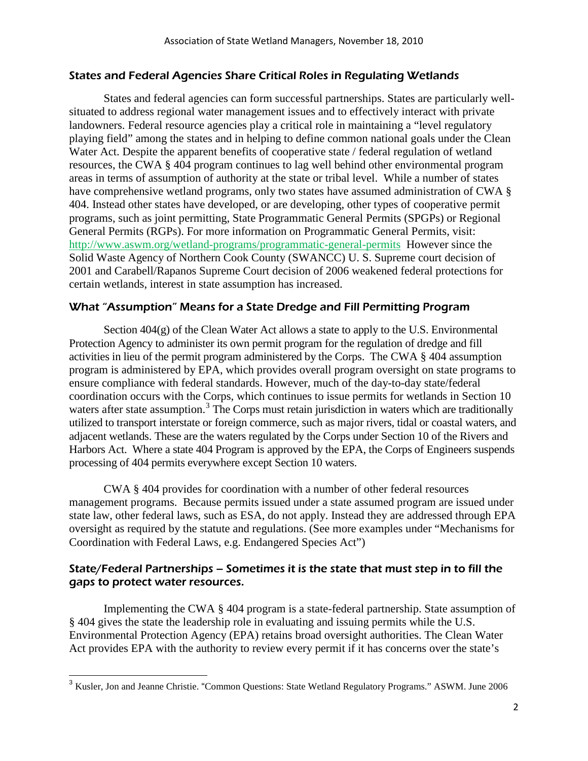### *States and Federal Agencies Share Critical Roles in Regulating Wetlands*

States and federal agencies can form successful partnerships. States are particularly well-situated to address regional water management issues and to effectively interact with private landowners. Federal resource agencies play a critical role in maintaining a "level regulatory playing field" among the states and in helping to define common national goals under the Clean Water Act. Despite the apparent benefits of cooperative state / federal regulation of wetland resources, the CWA § 404 program continues to lag well behind other environmental program areas in terms of assumption of authority at the state or tribal level. While a number of states have comprehensive wetland programs, only two states have assumed administration of CWA § 404. Instead other states have developed, or are developing, other types of cooperative permit programs, such as joint permitting, State Programmatic General Permits (SPGPs) or Regional General Permits (RGPs). For more information on Programmatic General Permits, visit: http://www.aswm.org/wetland-programs/programmatic-general-permits However since the Solid Waste Agency of Northern Cook County (SWANCC) U. S. Supreme court decision of 2001 and Carabell/Rapanos Supreme Court decision of 2006 weakened federal protections for certain wetlands, interest in state assumption has increased.

### *What "Assumption" Means for a State Dredge and Fill Permitting Program*

Section 404(g) of the Clean Water Act allows a state to apply to the U.S. Environmental Protection Agency to administer its own permit program for the regulation of dredge and fill activities in lieu of the permit program administered by the Corps. The CWA § 404 assumption program is administered by EPA, which provides overall program oversight on state programs to ensure compliance with federal standards. However, much of the day-to-day state/federal coordination occurs with the Corps, which continues to issue permits for wetlands in Section 10 waters after state assumption.[3] The Corps must retain jurisdiction in waters which are traditionally utilized to transport interstate or foreign commerce, such as major rivers, tidal or coastal waters, and adjacent wetlands. These are the waters regulated by the Corps under Section 10 of the Rivers and Harbors Act. Where a state 404 Program is approved by the EPA, the Corps of Engineers suspends processing of 404 permits everywhere except Section 10 waters.

CWA § 404 provides for coordination with a number of other federal resources management programs. Because permits issued under a state assumed program are issued under state law, other federal laws, such as ESA, do not apply. Instead they are addressed through EPA oversight as required by the statute and regulations. (See more examples under "Mechanisms for Coordination with Federal Laws, e.g. Endangered Species Act")

### *State/Federal Partnerships – Sometimes it is the state that must step in to fill the gaps to protect water resources.*

Implementing the CWA § 404 program is a state-federal partnership. State assumption of § 404 gives the state the leadership role in evaluating and issuing permits while the U.S. Environmental Protection Agency (EPA) retains broad oversight authorities. The Clean Water Act provides EPA with the authority to review every permit if it has concerns over the state's

[3] Kusler, Jon and Jeanne Christie. "Common Questions: State Wetland Regulatory Programs." ASWM. June 2006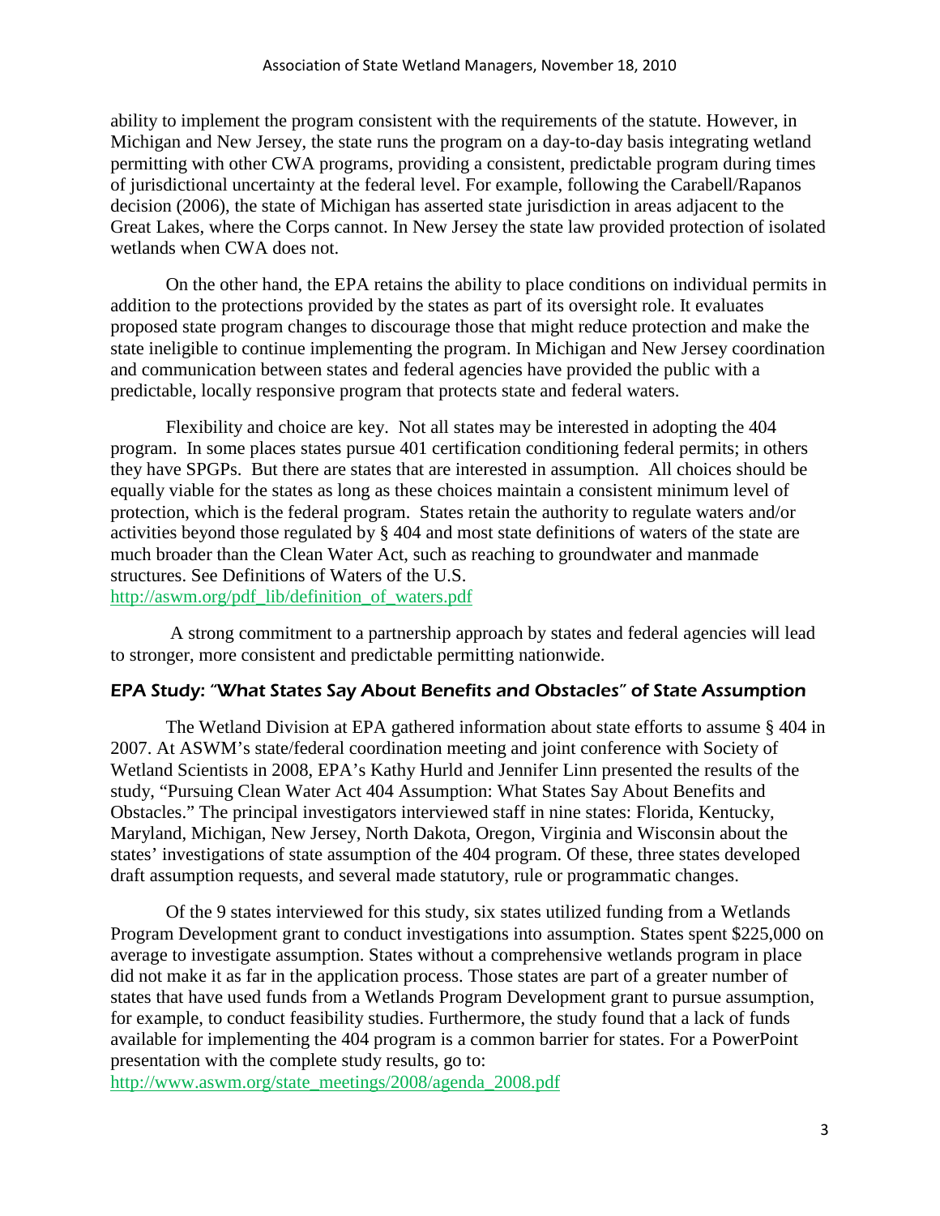ability to implement the program consistent with the requirements of the statute. However, in Michigan and New Jersey, the state runs the program on a day-to-day basis integrating wetland permitting with other CWA programs, providing a consistent, predictable program during times of jurisdictional uncertainty at the federal level. For example, following the Carabell/Rapanos decision (2006), the state of Michigan has asserted state jurisdiction in areas adjacent to the Great Lakes, where the Corps cannot. In New Jersey the state law provided protection of isolated wetlands when CWA does not.

On the other hand, the EPA retains the ability to place conditions on individual permits in addition to the protections provided by the states as part of its oversight role. It evaluates proposed state program changes to discourage those that might reduce protection and make the state ineligible to continue implementing the program. In Michigan and New Jersey coordination and communication between states and federal agencies have provided the public with a predictable, locally responsive program that protects state and federal waters.

Flexibility and choice are key. Not all states may be interested in adopting the 404 program. In some places states pursue 401 certification conditioning federal permits; in others they have SPGPs. But there are states that are interested in assumption. All choices should be equally viable for the states as long as these choices maintain a consistent minimum level of protection, which is the federal program. States retain the authority to regulate waters and/or activities beyond those regulated by § 404 and most state definitions of waters of the state are much broader than the Clean Water Act, such as reaching to groundwater and manmade structures. See Definitions of Waters of the U.S.
http://aswm.org/pdf_lib/definition_of_waters.pdf

A strong commitment to a partnership approach by states and federal agencies will lead to stronger, more consistent and predictable permitting nationwide.

## EPA Study: "What States Say About Benefits and Obstacles" of State Assumption

The Wetland Division at EPA gathered information about state efforts to assume § 404 in 2007. At ASWM's state/federal coordination meeting and joint conference with Society of Wetland Scientists in 2008, EPA's Kathy Hurld and Jennifer Linn presented the results of the study, "Pursuing Clean Water Act 404 Assumption: What States Say About Benefits and Obstacles." The principal investigators interviewed staff in nine states: Florida, Kentucky, Maryland, Michigan, New Jersey, North Dakota, Oregon, Virginia and Wisconsin about the states' investigations of state assumption of the 404 program. Of these, three states developed draft assumption requests, and several made statutory, rule or programmatic changes.

Of the 9 states interviewed for this study, six states utilized funding from a Wetlands Program Development grant to conduct investigations into assumption. States spent $225,000 on average to investigate assumption. States without a comprehensive wetlands program in place did not make it as far in the application process. Those states are part of a greater number of states that have used funds from a Wetlands Program Development grant to pursue assumption, for example, to conduct feasibility studies. Furthermore, the study found that a lack of funds available for implementing the 404 program is a common barrier for states. For a PowerPoint presentation with the complete study results, go to:
http://www.aswm.org/state_meetings/2008/agenda_2008.pdf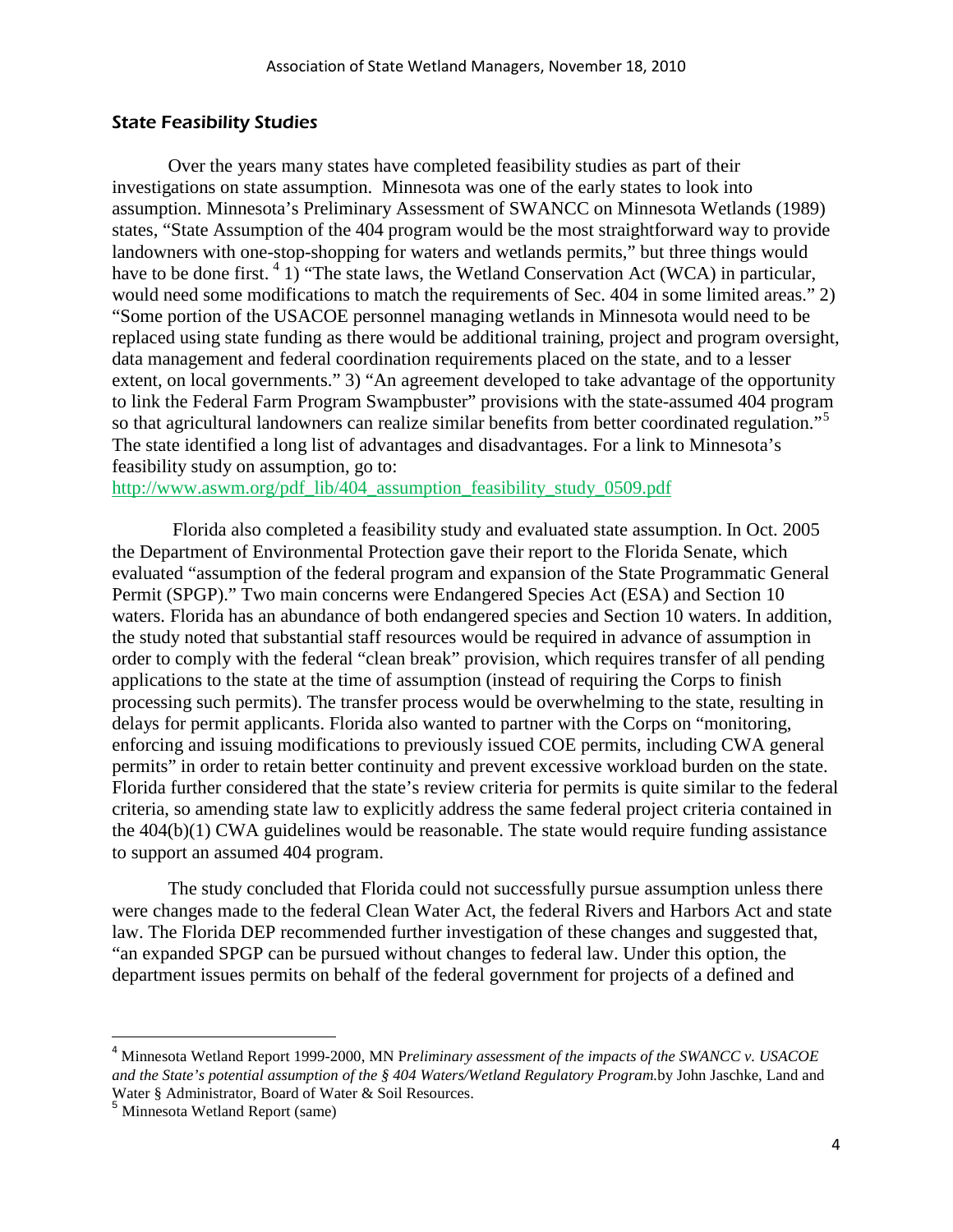### *State Feasibility Studies*

Over the years many states have completed feasibility studies as part of their investigations on state assumption. Minnesota was one of the early states to look into assumption. Minnesota's Preliminary Assessment of SWANCC on Minnesota Wetlands (1989) states, "State Assumption of the 404 program would be the most straightforward way to provide landowners with one-stop-shopping for waters and wetlands permits," but three things would have to be done first. [4] 1) "The state laws, the Wetland Conservation Act (WCA) in particular, would need some modifications to match the requirements of Sec. 404 in some limited areas." 2) "Some portion of the USACOE personnel managing wetlands in Minnesota would need to be replaced using state funding as there would be additional training, project and program oversight, data management and federal coordination requirements placed on the state, and to a lesser extent, on local governments." 3) "An agreement developed to take advantage of the opportunity to link the Federal Farm Program Swampbuster" provisions with the state-assumed 404 program so that agricultural landowners can realize similar benefits from better coordinated regulation."[5] The state identified a long list of advantages and disadvantages. For a link to Minnesota's feasibility study on assumption, go to:
http://www.aswm.org/pdf_lib/404_assumption_feasibility_study_0509.pdf

Florida also completed a feasibility study and evaluated state assumption. In Oct. 2005 the Department of Environmental Protection gave their report to the Florida Senate, which evaluated "assumption of the federal program and expansion of the State Programmatic General Permit (SPGP)." Two main concerns were Endangered Species Act (ESA) and Section 10 waters. Florida has an abundance of both endangered species and Section 10 waters. In addition, the study noted that substantial staff resources would be required in advance of assumption in order to comply with the federal "clean break" provision, which requires transfer of all pending applications to the state at the time of assumption (instead of requiring the Corps to finish processing such permits). The transfer process would be overwhelming to the state, resulting in delays for permit applicants. Florida also wanted to partner with the Corps on "monitoring, enforcing and issuing modifications to previously issued COE permits, including CWA general permits" in order to retain better continuity and prevent excessive workload burden on the state. Florida further considered that the state's review criteria for permits is quite similar to the federal criteria, so amending state law to explicitly address the same federal project criteria contained in the 404(b)(1) CWA guidelines would be reasonable. The state would require funding assistance to support an assumed 404 program.

The study concluded that Florida could not successfully pursue assumption unless there were changes made to the federal Clean Water Act, the federal Rivers and Harbors Act and state law. The Florida DEP recommended further investigation of these changes and suggested that, "an expanded SPGP can be pursued without changes to federal law. Under this option, the department issues permits on behalf of the federal government for projects of a defined and

---

[4] Minnesota Wetland Report 1999-2000, MN P*reliminary assessment of the impacts of the SWANCC v. USACOE and the State's potential assumption of the § 404 Waters/Wetland Regulatory Program.*by John Jaschke, Land and Water § Administrator, Board of Water & Soil Resources.

[5] Minnesota Wetland Report (same)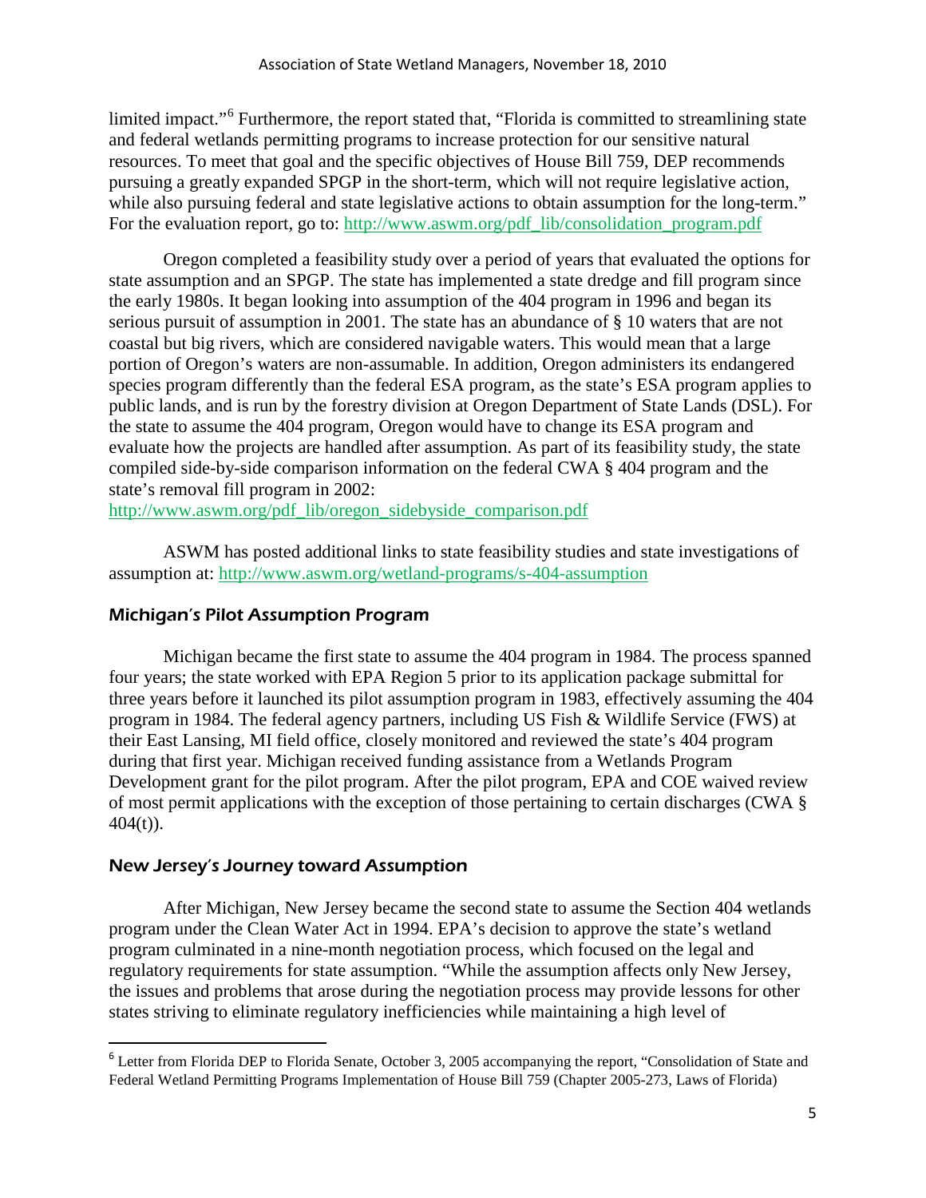limited impact."[6] Furthermore, the report stated that, "Florida is committed to streamlining state and federal wetlands permitting programs to increase protection for our sensitive natural resources. To meet that goal and the specific objectives of House Bill 759, DEP recommends pursuing a greatly expanded SPGP in the short-term, which will not require legislative action, while also pursuing federal and state legislative actions to obtain assumption for the long-term." For the evaluation report, go to: http://www.aswm.org/pdf_lib/consolidation_program.pdf

Oregon completed a feasibility study over a period of years that evaluated the options for state assumption and an SPGP. The state has implemented a state dredge and fill program since the early 1980s. It began looking into assumption of the 404 program in 1996 and began its serious pursuit of assumption in 2001. The state has an abundance of § 10 waters that are not coastal but big rivers, which are considered navigable waters. This would mean that a large portion of Oregon's waters are non-assumable. In addition, Oregon administers its endangered species program differently than the federal ESA program, as the state's ESA program applies to public lands, and is run by the forestry division at Oregon Department of State Lands (DSL). For the state to assume the 404 program, Oregon would have to change its ESA program and evaluate how the projects are handled after assumption. As part of its feasibility study, the state compiled side-by-side comparison information on the federal CWA § 404 program and the state's removal fill program in 2002:
http://www.aswm.org/pdf_lib/oregon_sidebyside_comparison.pdf

ASWM has posted additional links to state feasibility studies and state investigations of assumption at: http://www.aswm.org/wetland-programs/s-404-assumption

### Michigan's Pilot Assumption Program

Michigan became the first state to assume the 404 program in 1984. The process spanned four years; the state worked with EPA Region 5 prior to its application package submittal for three years before it launched its pilot assumption program in 1983, effectively assuming the 404 program in 1984. The federal agency partners, including US Fish & Wildlife Service (FWS) at their East Lansing, MI field office, closely monitored and reviewed the state's 404 program during that first year. Michigan received funding assistance from a Wetlands Program Development grant for the pilot program. After the pilot program, EPA and COE waived review of most permit applications with the exception of those pertaining to certain discharges (CWA § 404(t)).

### New Jersey's Journey toward Assumption

After Michigan, New Jersey became the second state to assume the Section 404 wetlands program under the Clean Water Act in 1994. EPA's decision to approve the state's wetland program culminated in a nine-month negotiation process, which focused on the legal and regulatory requirements for state assumption. "While the assumption affects only New Jersey, the issues and problems that arose during the negotiation process may provide lessons for other states striving to eliminate regulatory inefficiencies while maintaining a high level of

---

[6] Letter from Florida DEP to Florida Senate, October 3, 2005 accompanying the report, "Consolidation of State and Federal Wetland Permitting Programs Implementation of House Bill 759 (Chapter 2005-273, Laws of Florida)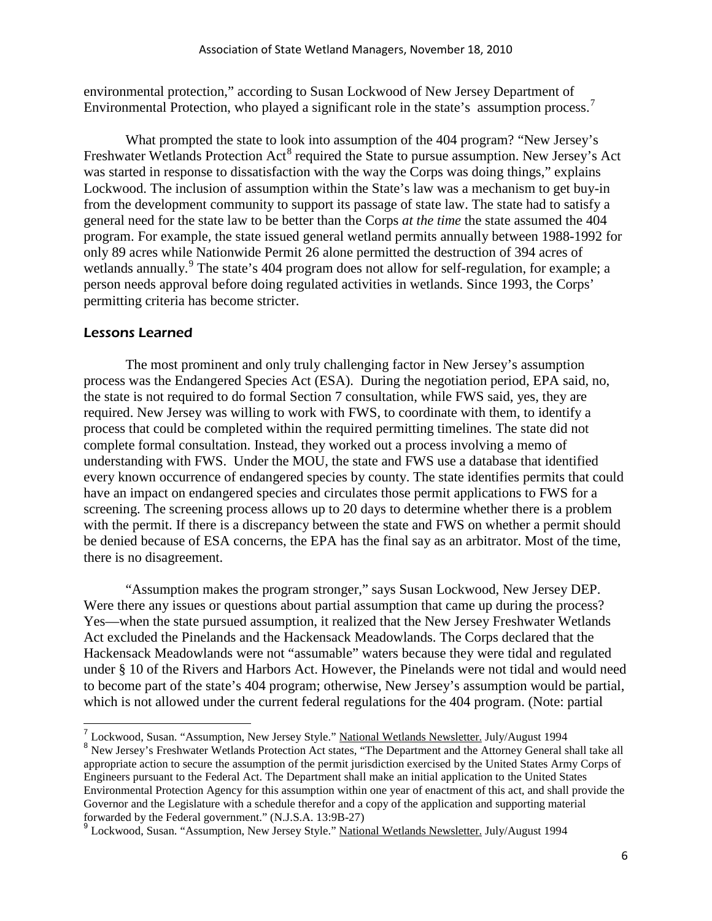environmental protection," according to Susan Lockwood of New Jersey Department of Environmental Protection, who played a significant role in the state's assumption process.[7]

What prompted the state to look into assumption of the 404 program? "New Jersey's Freshwater Wetlands Protection Act[8] required the State to pursue assumption. New Jersey's Act was started in response to dissatisfaction with the way the Corps was doing things," explains Lockwood. The inclusion of assumption within the State's law was a mechanism to get buy-in from the development community to support its passage of state law. The state had to satisfy a general need for the state law to be better than the Corps *at the time* the state assumed the 404 program. For example, the state issued general wetland permits annually between 1988-1992 for only 89 acres while Nationwide Permit 26 alone permitted the destruction of 394 acres of wetlands annually.[9] The state's 404 program does not allow for self-regulation, for example; a person needs approval before doing regulated activities in wetlands. Since 1993, the Corps' permitting criteria has become stricter.

### *Lessons Learned*

The most prominent and only truly challenging factor in New Jersey's assumption process was the Endangered Species Act (ESA). During the negotiation period, EPA said, no, the state is not required to do formal Section 7 consultation, while FWS said, yes, they are required. New Jersey was willing to work with FWS, to coordinate with them, to identify a process that could be completed within the required permitting timelines. The state did not complete formal consultation. Instead, they worked out a process involving a memo of understanding with FWS. Under the MOU, the state and FWS use a database that identified every known occurrence of endangered species by county. The state identifies permits that could have an impact on endangered species and circulates those permit applications to FWS for a screening. The screening process allows up to 20 days to determine whether there is a problem with the permit. If there is a discrepancy between the state and FWS on whether a permit should be denied because of ESA concerns, the EPA has the final say as an arbitrator. Most of the time, there is no disagreement.

"Assumption makes the program stronger," says Susan Lockwood, New Jersey DEP. Were there any issues or questions about partial assumption that came up during the process? Yes—when the state pursued assumption, it realized that the New Jersey Freshwater Wetlands Act excluded the Pinelands and the Hackensack Meadowlands. The Corps declared that the Hackensack Meadowlands were not "assumable" waters because they were tidal and regulated under § 10 of the Rivers and Harbors Act. However, the Pinelands were not tidal and would need to become part of the state's 404 program; otherwise, New Jersey's assumption would be partial, which is not allowed under the current federal regulations for the 404 program. (Note: partial

---

[7] Lockwood, Susan. "Assumption, New Jersey Style." National Wetlands Newsletter. July/August 1994

[8] New Jersey's Freshwater Wetlands Protection Act states, "The Department and the Attorney General shall take all appropriate action to secure the assumption of the permit jurisdiction exercised by the United States Army Corps of Engineers pursuant to the Federal Act. The Department shall make an initial application to the United States Environmental Protection Agency for this assumption within one year of enactment of this act, and shall provide the Governor and the Legislature with a schedule therefor and a copy of the application and supporting material forwarded by the Federal government." (N.J.S.A. 13:9B-27)

[9] Lockwood, Susan. "Assumption, New Jersey Style." National Wetlands Newsletter. July/August 1994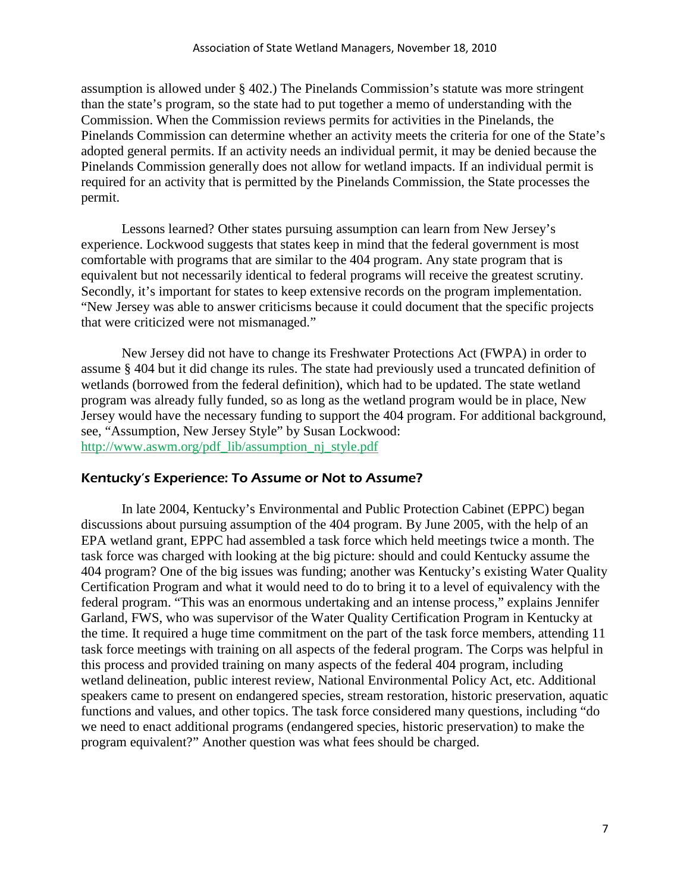assumption is allowed under § 402.) The Pinelands Commission's statute was more stringent than the state's program, so the state had to put together a memo of understanding with the Commission. When the Commission reviews permits for activities in the Pinelands, the Pinelands Commission can determine whether an activity meets the criteria for one of the State's adopted general permits. If an activity needs an individual permit, it may be denied because the Pinelands Commission generally does not allow for wetland impacts. If an individual permit is required for an activity that is permitted by the Pinelands Commission, the State processes the permit.

Lessons learned? Other states pursuing assumption can learn from New Jersey's experience. Lockwood suggests that states keep in mind that the federal government is most comfortable with programs that are similar to the 404 program. Any state program that is equivalent but not necessarily identical to federal programs will receive the greatest scrutiny. Secondly, it's important for states to keep extensive records on the program implementation. "New Jersey was able to answer criticisms because it could document that the specific projects that were criticized were not mismanaged."

New Jersey did not have to change its Freshwater Protections Act (FWPA) in order to assume § 404 but it did change its rules. The state had previously used a truncated definition of wetlands (borrowed from the federal definition), which had to be updated. The state wetland program was already fully funded, so as long as the wetland program would be in place, New Jersey would have the necessary funding to support the 404 program. For additional background, see, "Assumption, New Jersey Style" by Susan Lockwood: http://www.aswm.org/pdf_lib/assumption_nj_style.pdf

### Kentucky's Experience: To Assume or Not to Assume?

In late 2004, Kentucky's Environmental and Public Protection Cabinet (EPPC) began discussions about pursuing assumption of the 404 program. By June 2005, with the help of an EPA wetland grant, EPPC had assembled a task force which held meetings twice a month. The task force was charged with looking at the big picture: should and could Kentucky assume the 404 program? One of the big issues was funding; another was Kentucky's existing Water Quality Certification Program and what it would need to do to bring it to a level of equivalency with the federal program. "This was an enormous undertaking and an intense process," explains Jennifer Garland, FWS, who was supervisor of the Water Quality Certification Program in Kentucky at the time. It required a huge time commitment on the part of the task force members, attending 11 task force meetings with training on all aspects of the federal program. The Corps was helpful in this process and provided training on many aspects of the federal 404 program, including wetland delineation, public interest review, National Environmental Policy Act, etc. Additional speakers came to present on endangered species, stream restoration, historic preservation, aquatic functions and values, and other topics. The task force considered many questions, including "do we need to enact additional programs (endangered species, historic preservation) to make the program equivalent?" Another question was what fees should be charged.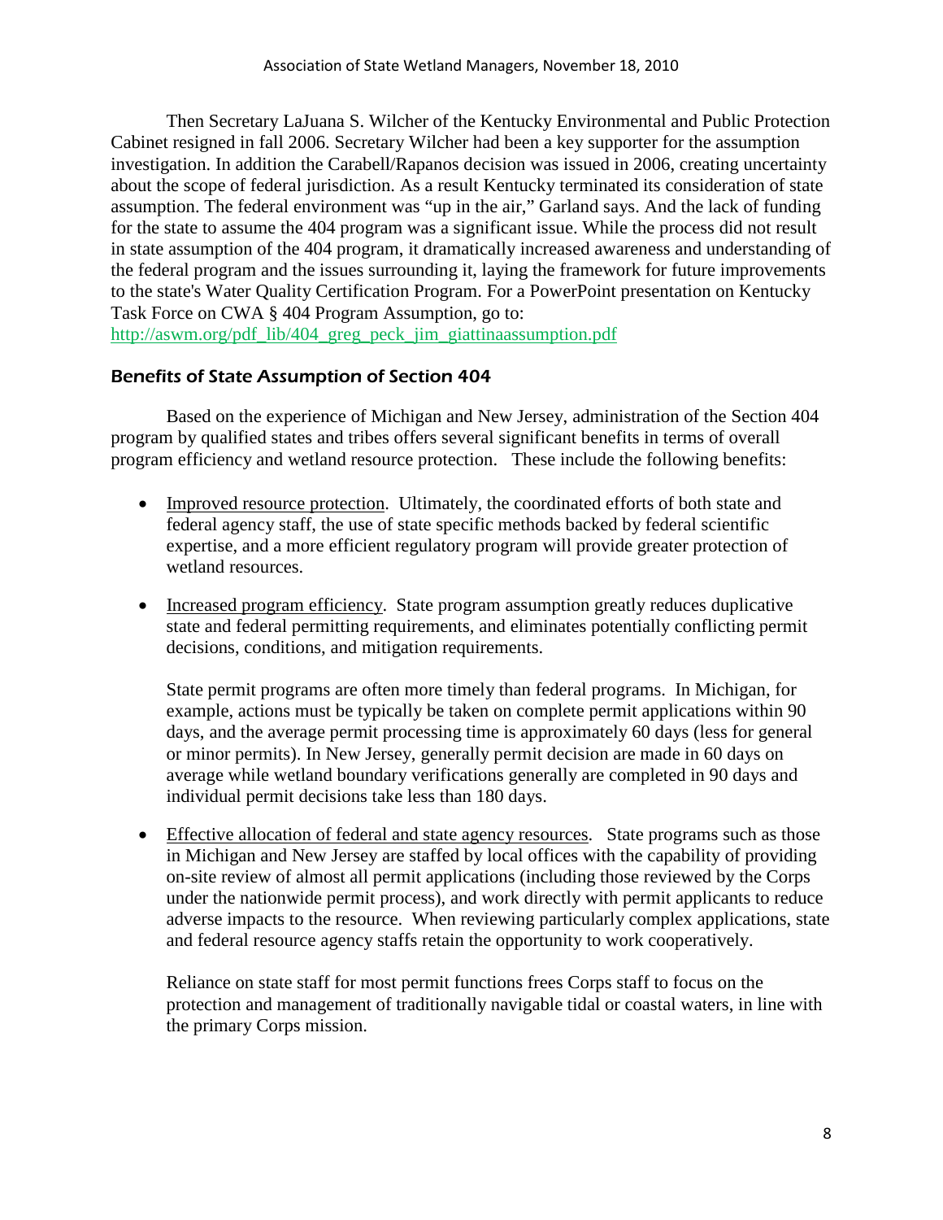Then Secretary LaJuana S. Wilcher of the Kentucky Environmental and Public Protection Cabinet resigned in fall 2006. Secretary Wilcher had been a key supporter for the assumption investigation. In addition the Carabell/Rapanos decision was issued in 2006, creating uncertainty about the scope of federal jurisdiction. As a result Kentucky terminated its consideration of state assumption. The federal environment was "up in the air," Garland says. And the lack of funding for the state to assume the 404 program was a significant issue. While the process did not result in state assumption of the 404 program, it dramatically increased awareness and understanding of the federal program and the issues surrounding it, laying the framework for future improvements to the state's Water Quality Certification Program. For a PowerPoint presentation on Kentucky Task Force on CWA § 404 Program Assumption, go to: http://aswm.org/pdf_lib/404_greg_peck_jim_giattinaassumption.pdf

### Benefits of State Assumption of Section 404

Based on the experience of Michigan and New Jersey, administration of the Section 404 program by qualified states and tribes offers several significant benefits in terms of overall program efficiency and wetland resource protection. These include the following benefits:

- Improved resource protection. Ultimately, the coordinated efforts of both state and federal agency staff, the use of state specific methods backed by federal scientific expertise, and a more efficient regulatory program will provide greater protection of wetland resources.

- Increased program efficiency. State program assumption greatly reduces duplicative state and federal permitting requirements, and eliminates potentially conflicting permit decisions, conditions, and mitigation requirements.

  State permit programs are often more timely than federal programs. In Michigan, for example, actions must be typically be taken on complete permit applications within 90 days, and the average permit processing time is approximately 60 days (less for general or minor permits). In New Jersey, generally permit decision are made in 60 days on average while wetland boundary verifications generally are completed in 90 days and individual permit decisions take less than 180 days.

- Effective allocation of federal and state agency resources. State programs such as those in Michigan and New Jersey are staffed by local offices with the capability of providing on-site review of almost all permit applications (including those reviewed by the Corps under the nationwide permit process), and work directly with permit applicants to reduce adverse impacts to the resource. When reviewing particularly complex applications, state and federal resource agency staffs retain the opportunity to work cooperatively.

  Reliance on state staff for most permit functions frees Corps staff to focus on the protection and management of traditionally navigable tidal or coastal waters, in line with the primary Corps mission.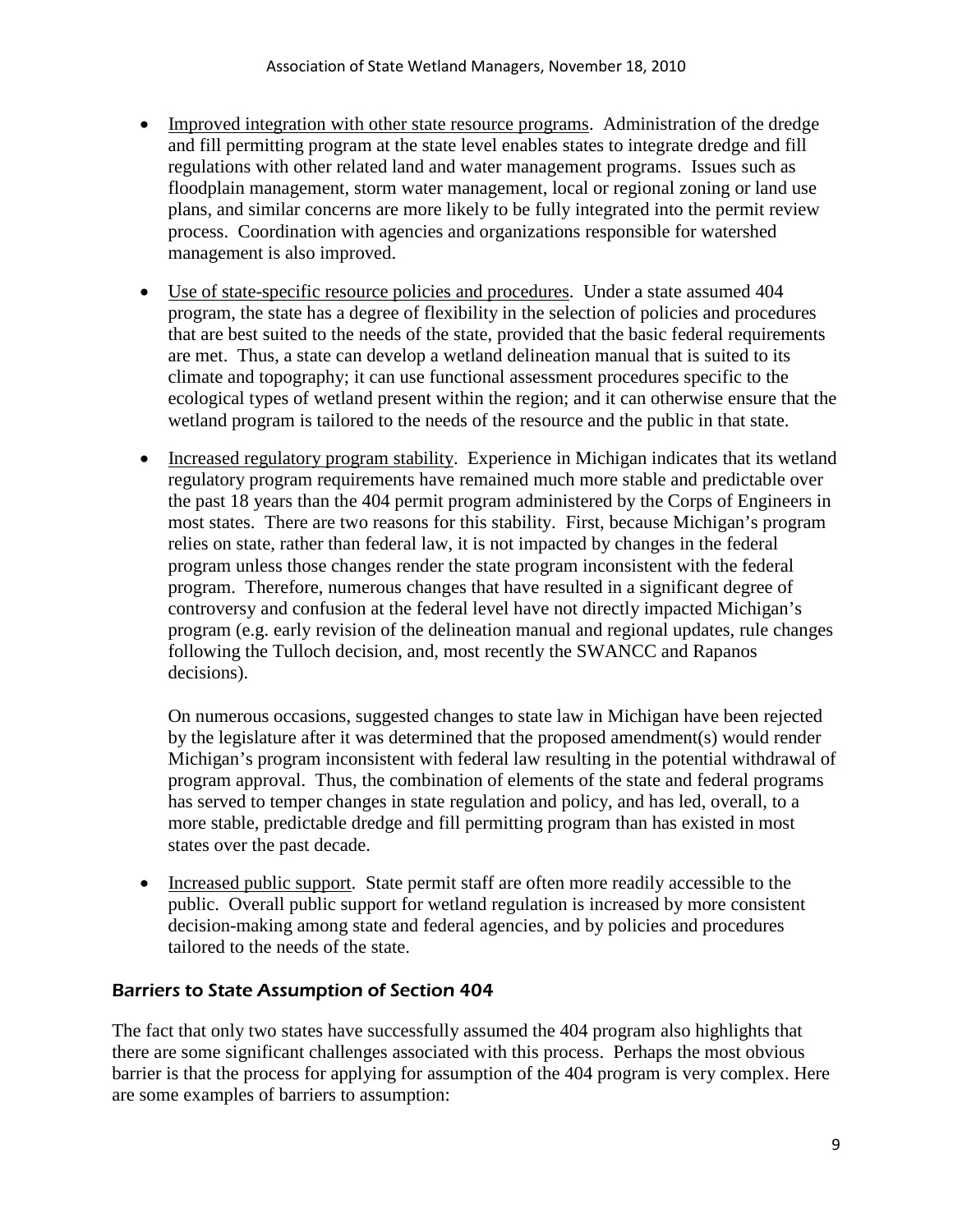- Improved integration with other state resource programs. Administration of the dredge and fill permitting program at the state level enables states to integrate dredge and fill regulations with other related land and water management programs. Issues such as floodplain management, storm water management, local or regional zoning or land use plans, and similar concerns are more likely to be fully integrated into the permit review process. Coordination with agencies and organizations responsible for watershed management is also improved.

- Use of state-specific resource policies and procedures. Under a state assumed 404 program, the state has a degree of flexibility in the selection of policies and procedures that are best suited to the needs of the state, provided that the basic federal requirements are met. Thus, a state can develop a wetland delineation manual that is suited to its climate and topography; it can use functional assessment procedures specific to the ecological types of wetland present within the region; and it can otherwise ensure that the wetland program is tailored to the needs of the resource and the public in that state.

- Increased regulatory program stability. Experience in Michigan indicates that its wetland regulatory program requirements have remained much more stable and predictable over the past 18 years than the 404 permit program administered by the Corps of Engineers in most states. There are two reasons for this stability. First, because Michigan's program relies on state, rather than federal law, it is not impacted by changes in the federal program unless those changes render the state program inconsistent with the federal program. Therefore, numerous changes that have resulted in a significant degree of controversy and confusion at the federal level have not directly impacted Michigan's program (e.g. early revision of the delineation manual and regional updates, rule changes following the Tulloch decision, and, most recently the SWANCC and Rapanos decisions).

  On numerous occasions, suggested changes to state law in Michigan have been rejected by the legislature after it was determined that the proposed amendment(s) would render Michigan's program inconsistent with federal law resulting in the potential withdrawal of program approval. Thus, the combination of elements of the state and federal programs has served to temper changes in state regulation and policy, and has led, overall, to a more stable, predictable dredge and fill permitting program than has existed in most states over the past decade.

- Increased public support. State permit staff are often more readily accessible to the public. Overall public support for wetland regulation is increased by more consistent decision-making among state and federal agencies, and by policies and procedures tailored to the needs of the state.

### *Barriers to State Assumption of Section 404*

The fact that only two states have successfully assumed the 404 program also highlights that there are some significant challenges associated with this process. Perhaps the most obvious barrier is that the process for applying for assumption of the 404 program is very complex. Here are some examples of barriers to assumption: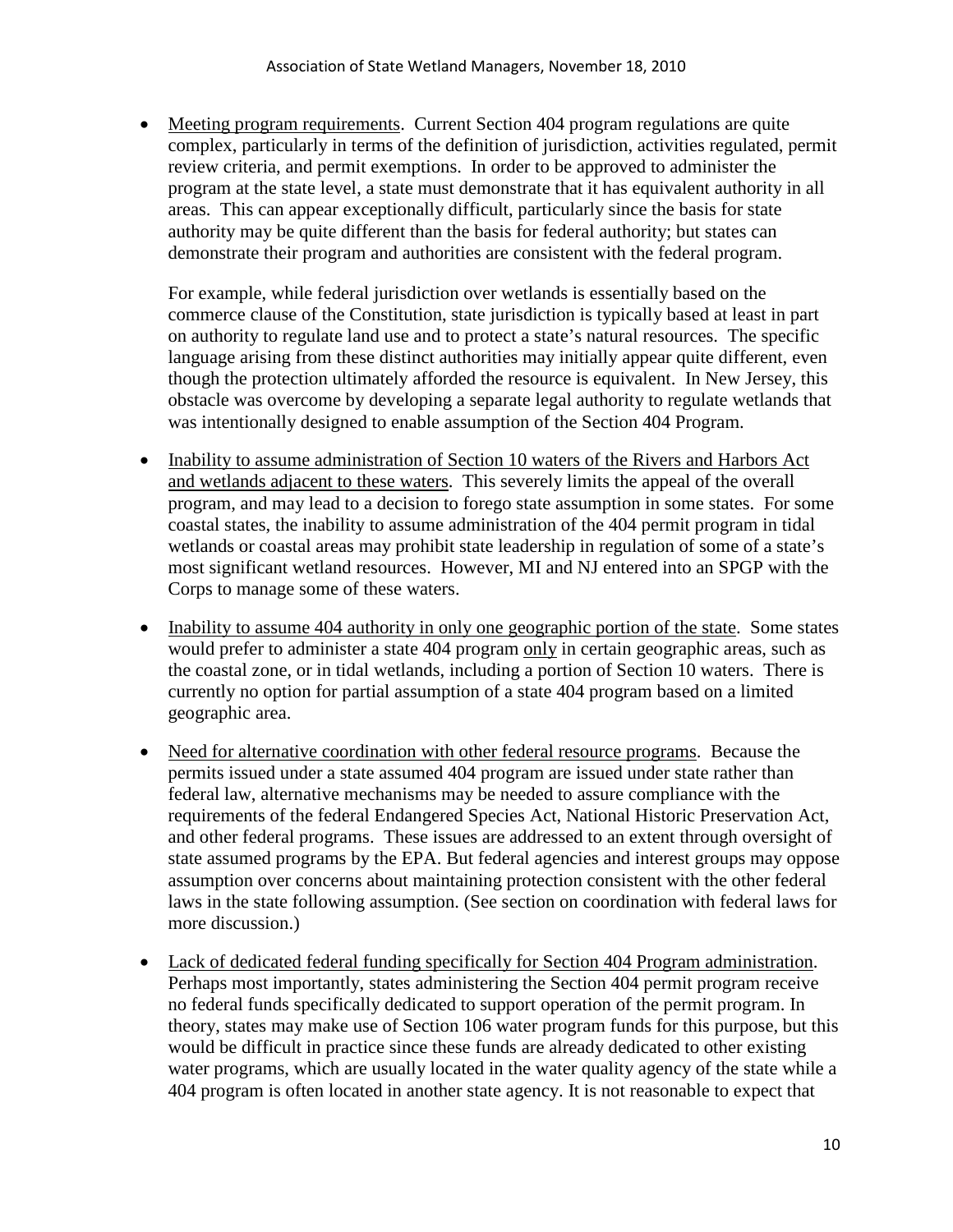- <u>Meeting program requirements</u>. Current Section 404 program regulations are quite complex, particularly in terms of the definition of jurisdiction, activities regulated, permit review criteria, and permit exemptions. In order to be approved to administer the program at the state level, a state must demonstrate that it has equivalent authority in all areas. This can appear exceptionally difficult, particularly since the basis for state authority may be quite different than the basis for federal authority; but states can demonstrate their program and authorities are consistent with the federal program.

  For example, while federal jurisdiction over wetlands is essentially based on the commerce clause of the Constitution, state jurisdiction is typically based at least in part on authority to regulate land use and to protect a state's natural resources. The specific language arising from these distinct authorities may initially appear quite different, even though the protection ultimately afforded the resource is equivalent. In New Jersey, this obstacle was overcome by developing a separate legal authority to regulate wetlands that was intentionally designed to enable assumption of the Section 404 Program.

- <u>Inability to assume administration of Section 10 waters of the Rivers and Harbors Act and wetlands adjacent to these waters</u>. This severely limits the appeal of the overall program, and may lead to a decision to forego state assumption in some states. For some coastal states, the inability to assume administration of the 404 permit program in tidal wetlands or coastal areas may prohibit state leadership in regulation of some of a state's most significant wetland resources. However, MI and NJ entered into an SPGP with the Corps to manage some of these waters.

- <u>Inability to assume 404 authority in only one geographic portion of the state</u>. Some states would prefer to administer a state 404 program <u>only</u> in certain geographic areas, such as the coastal zone, or in tidal wetlands, including a portion of Section 10 waters. There is currently no option for partial assumption of a state 404 program based on a limited geographic area.

- <u>Need for alternative coordination with other federal resource programs</u>. Because the permits issued under a state assumed 404 program are issued under state rather than federal law, alternative mechanisms may be needed to assure compliance with the requirements of the federal Endangered Species Act, National Historic Preservation Act, and other federal programs. These issues are addressed to an extent through oversight of state assumed programs by the EPA. But federal agencies and interest groups may oppose assumption over concerns about maintaining protection consistent with the other federal laws in the state following assumption. (See section on coordination with federal laws for more discussion.)

- <u>Lack of dedicated federal funding specifically for Section 404 Program administration</u>. Perhaps most importantly, states administering the Section 404 permit program receive no federal funds specifically dedicated to support operation of the permit program. In theory, states may make use of Section 106 water program funds for this purpose, but this would be difficult in practice since these funds are already dedicated to other existing water programs, which are usually located in the water quality agency of the state while a 404 program is often located in another state agency. It is not reasonable to expect that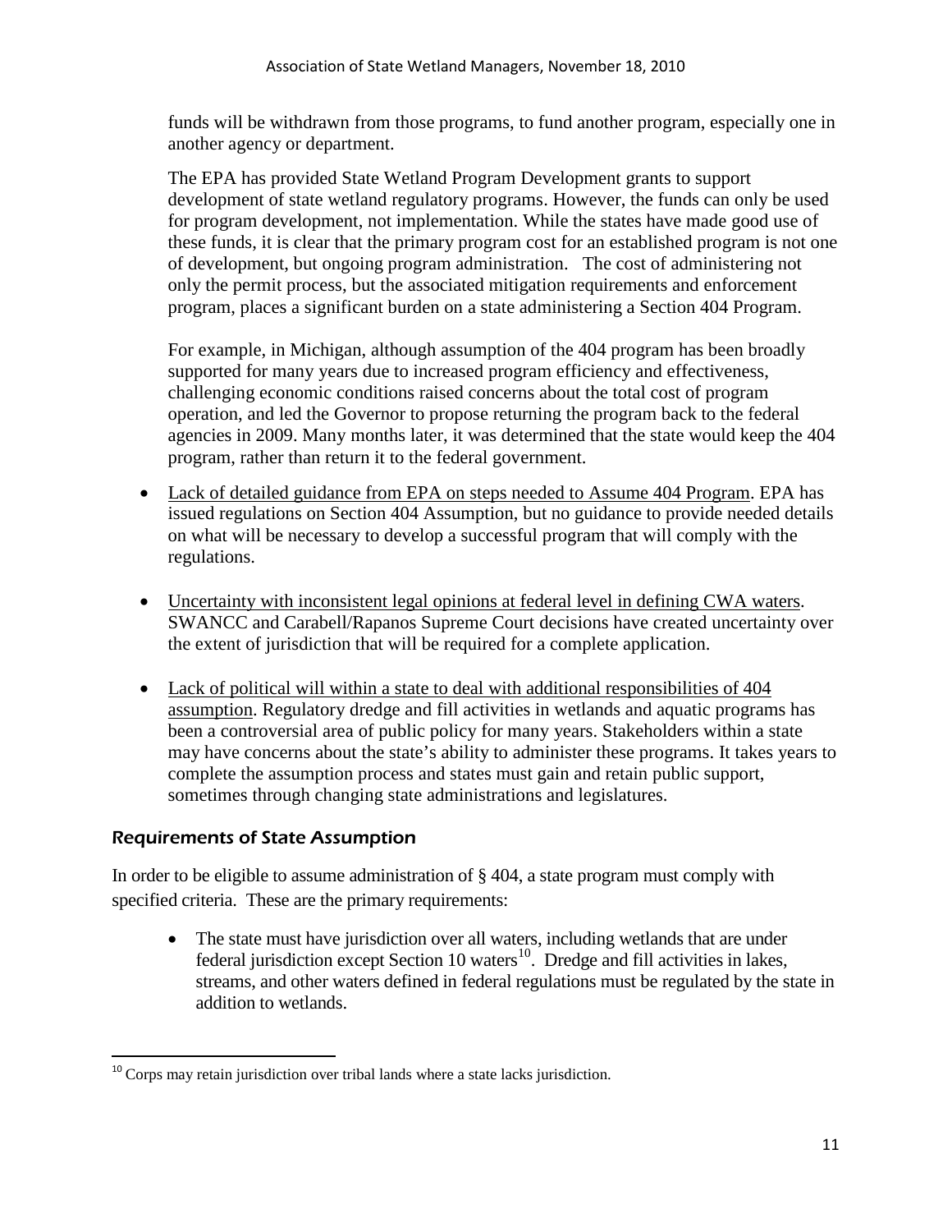funds will be withdrawn from those programs, to fund another program, especially one in another agency or department.

The EPA has provided State Wetland Program Development grants to support development of state wetland regulatory programs. However, the funds can only be used for program development, not implementation. While the states have made good use of these funds, it is clear that the primary program cost for an established program is not one of development, but ongoing program administration. The cost of administering not only the permit process, but the associated mitigation requirements and enforcement program, places a significant burden on a state administering a Section 404 Program.

For example, in Michigan, although assumption of the 404 program has been broadly supported for many years due to increased program efficiency and effectiveness, challenging economic conditions raised concerns about the total cost of program operation, and led the Governor to propose returning the program back to the federal agencies in 2009. Many months later, it was determined that the state would keep the 404 program, rather than return it to the federal government.

- Lack of detailed guidance from EPA on steps needed to Assume 404 Program. EPA has issued regulations on Section 404 Assumption, but no guidance to provide needed details on what will be necessary to develop a successful program that will comply with the regulations.
- Uncertainty with inconsistent legal opinions at federal level in defining CWA waters. SWANCC and Carabell/Rapanos Supreme Court decisions have created uncertainty over the extent of jurisdiction that will be required for a complete application.
- Lack of political will within a state to deal with additional responsibilities of 404 assumption. Regulatory dredge and fill activities in wetlands and aquatic programs has been a controversial area of public policy for many years. Stakeholders within a state may have concerns about the state's ability to administer these programs. It takes years to complete the assumption process and states must gain and retain public support, sometimes through changing state administrations and legislatures.

## Requirements of State Assumption

In order to be eligible to assume administration of § 404, a state program must comply with specified criteria. These are the primary requirements:

- The state must have jurisdiction over all waters, including wetlands that are under federal jurisdiction except Section 10 waters[10]. Dredge and fill activities in lakes, streams, and other waters defined in federal regulations must be regulated by the state in addition to wetlands.

[10] Corps may retain jurisdiction over tribal lands where a state lacks jurisdiction.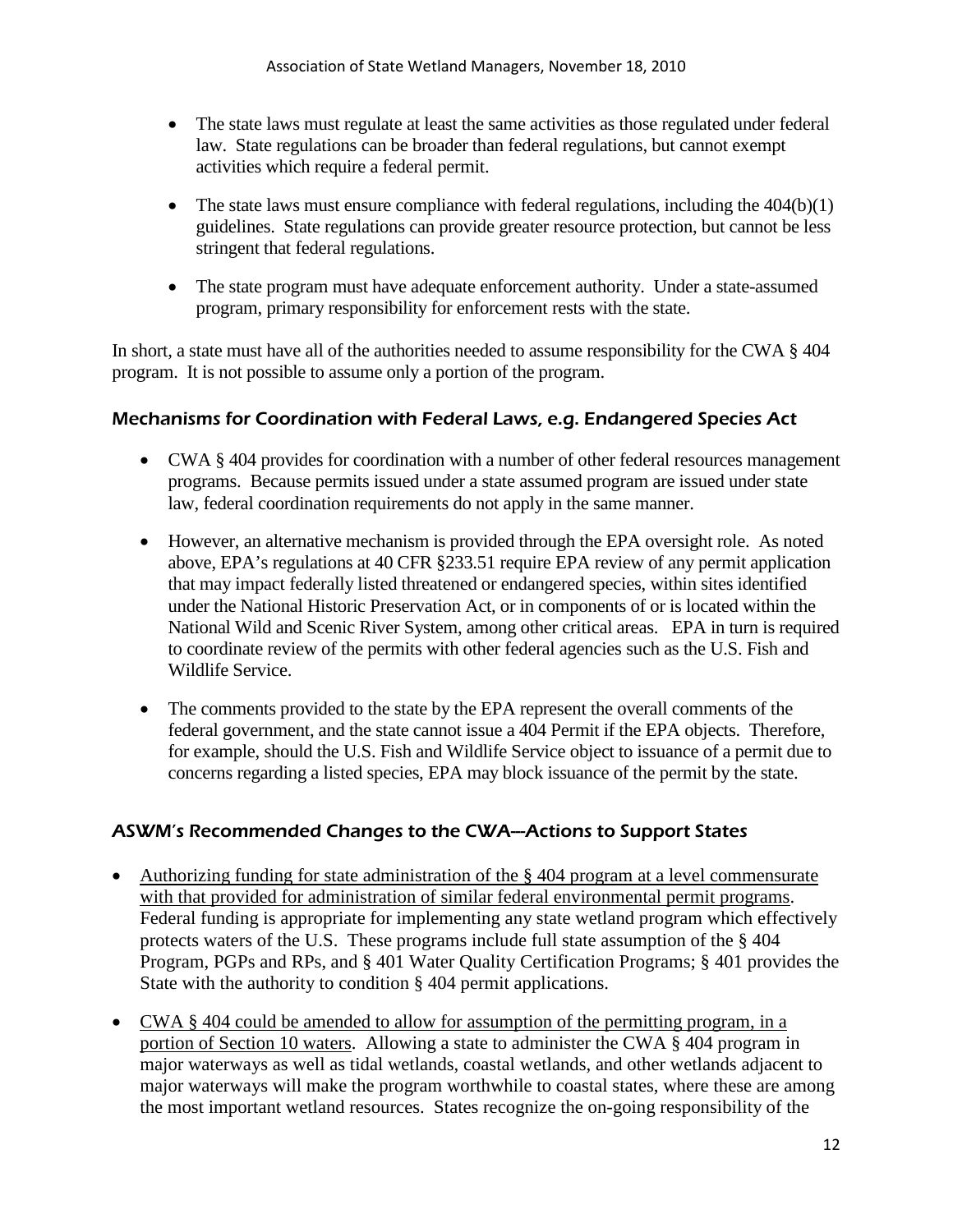- The state laws must regulate at least the same activities as those regulated under federal law. State regulations can be broader than federal regulations, but cannot exempt activities which require a federal permit.

- The state laws must ensure compliance with federal regulations, including the 404(b)(1) guidelines. State regulations can provide greater resource protection, but cannot be less stringent that federal regulations.

- The state program must have adequate enforcement authority. Under a state-assumed program, primary responsibility for enforcement rests with the state.

In short, a state must have all of the authorities needed to assume responsibility for the CWA § 404 program. It is not possible to assume only a portion of the program.

### Mechanisms for Coordination with Federal Laws, e.g. Endangered Species Act

- CWA § 404 provides for coordination with a number of other federal resources management programs. Because permits issued under a state assumed program are issued under state law, federal coordination requirements do not apply in the same manner.

- However, an alternative mechanism is provided through the EPA oversight role. As noted above, EPA's regulations at 40 CFR §233.51 require EPA review of any permit application that may impact federally listed threatened or endangered species, within sites identified under the National Historic Preservation Act, or in components of or is located within the National Wild and Scenic River System, among other critical areas. EPA in turn is required to coordinate review of the permits with other federal agencies such as the U.S. Fish and Wildlife Service.

- The comments provided to the state by the EPA represent the overall comments of the federal government, and the state cannot issue a 404 Permit if the EPA objects. Therefore, for example, should the U.S. Fish and Wildlife Service object to issuance of a permit due to concerns regarding a listed species, EPA may block issuance of the permit by the state.

### ASWM's Recommended Changes to the CWA—Actions to Support States

- Authorizing funding for state administration of the § 404 program at a level commensurate with that provided for administration of similar federal environmental permit programs. Federal funding is appropriate for implementing any state wetland program which effectively protects waters of the U.S. These programs include full state assumption of the § 404 Program, PGPs and RPs, and § 401 Water Quality Certification Programs; § 401 provides the State with the authority to condition § 404 permit applications.

- CWA § 404 could be amended to allow for assumption of the permitting program, in a portion of Section 10 waters. Allowing a state to administer the CWA § 404 program in major waterways as well as tidal wetlands, coastal wetlands, and other wetlands adjacent to major waterways will make the program worthwhile to coastal states, where these are among the most important wetland resources. States recognize the on-going responsibility of the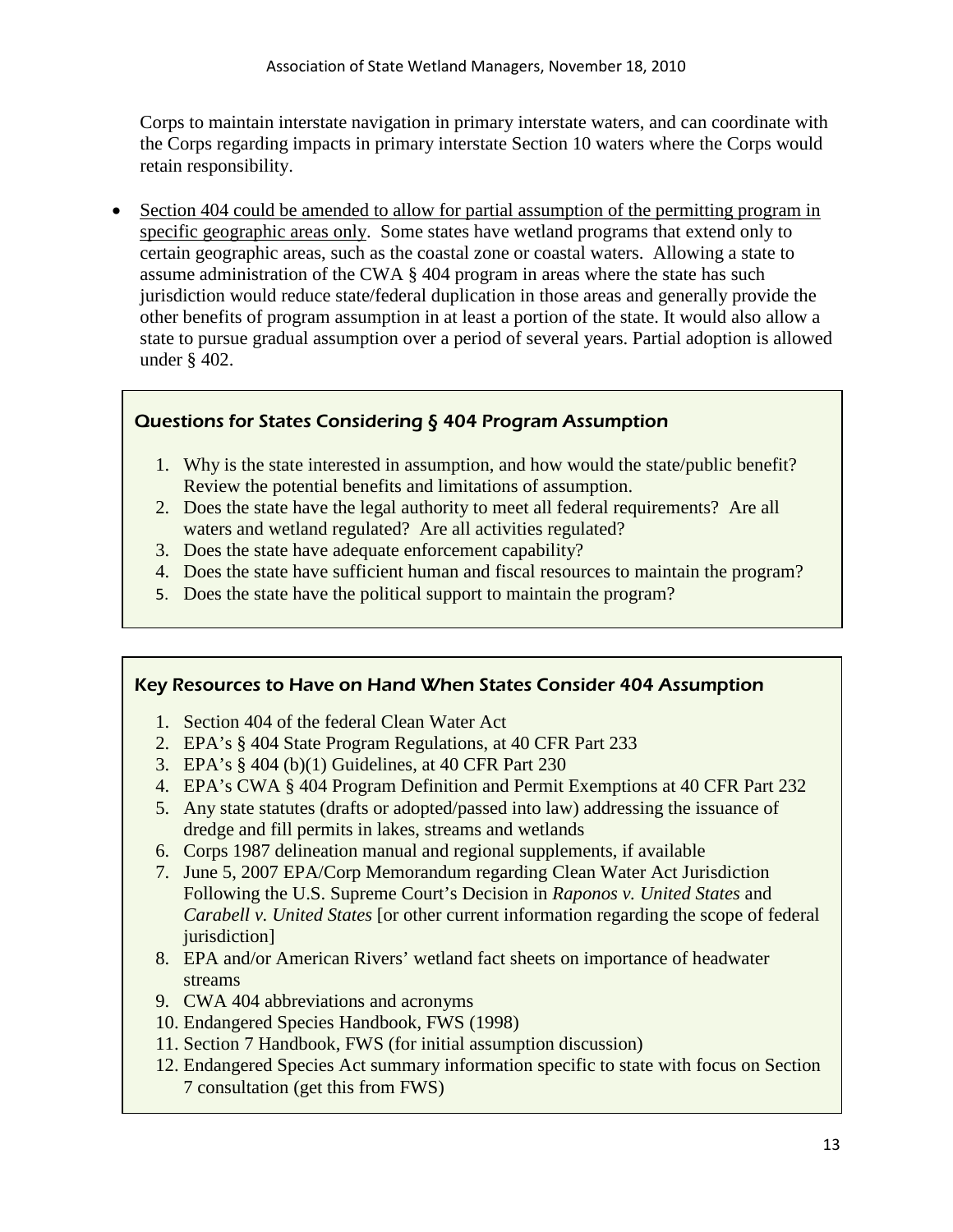Corps to maintain interstate navigation in primary interstate waters, and can coordinate with the Corps regarding impacts in primary interstate Section 10 waters where the Corps would retain responsibility.

- Section 404 could be amended to allow for partial assumption of the permitting program in specific geographic areas only. Some states have wetland programs that extend only to certain geographic areas, such as the coastal zone or coastal waters. Allowing a state to assume administration of the CWA § 404 program in areas where the state has such jurisdiction would reduce state/federal duplication in those areas and generally provide the other benefits of program assumption in at least a portion of the state. It would also allow a state to pursue gradual assumption over a period of several years. Partial adoption is allowed under § 402.

### Questions for States Considering § 404 Program Assumption

1. Why is the state interested in assumption, and how would the state/public benefit? Review the potential benefits and limitations of assumption.
2. Does the state have the legal authority to meet all federal requirements? Are all waters and wetland regulated? Are all activities regulated?
3. Does the state have adequate enforcement capability?
4. Does the state have sufficient human and fiscal resources to maintain the program?
5. Does the state have the political support to maintain the program?

### Key Resources to Have on Hand When States Consider 404 Assumption

1. Section 404 of the federal Clean Water Act
2. EPA's § 404 State Program Regulations, at 40 CFR Part 233
3. EPA's § 404 (b)(1) Guidelines, at 40 CFR Part 230
4. EPA's CWA § 404 Program Definition and Permit Exemptions at 40 CFR Part 232
5. Any state statutes (drafts or adopted/passed into law) addressing the issuance of dredge and fill permits in lakes, streams and wetlands
6. Corps 1987 delineation manual and regional supplements, if available
7. June 5, 2007 EPA/Corp Memorandum regarding Clean Water Act Jurisdiction Following the U.S. Supreme Court's Decision in *Raponos v. United States* and *Carabell v. United States* [or other current information regarding the scope of federal jurisdiction]
8. EPA and/or American Rivers' wetland fact sheets on importance of headwater streams
9. CWA 404 abbreviations and acronyms
10. Endangered Species Handbook, FWS (1998)
11. Section 7 Handbook, FWS (for initial assumption discussion)
12. Endangered Species Act summary information specific to state with focus on Section 7 consultation (get this from FWS)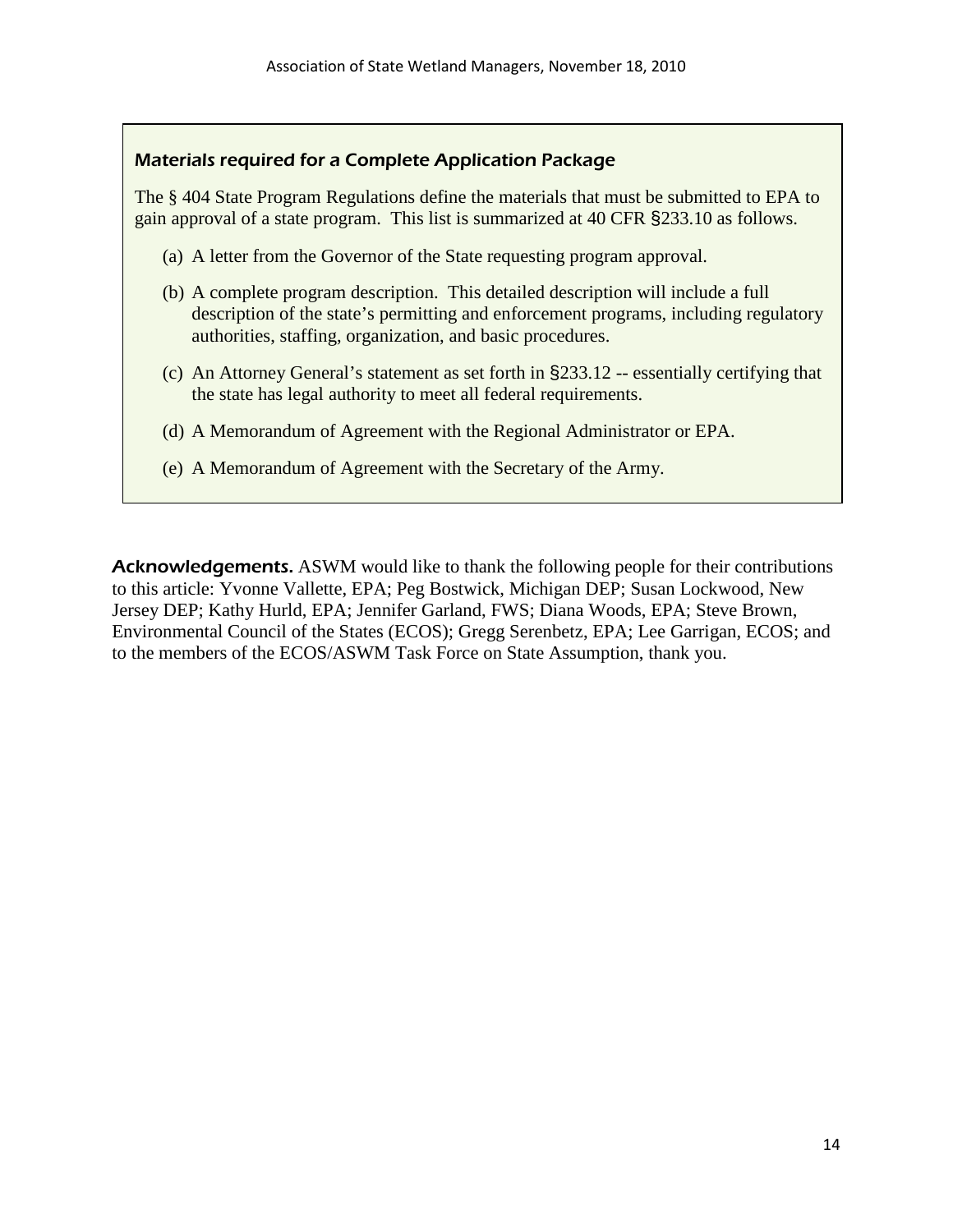### *Materials required for a Complete Application Package*

The § 404 State Program Regulations define the materials that must be submitted to EPA to gain approval of a state program. This list is summarized at 40 CFR §233.10 as follows.

(a) A letter from the Governor of the State requesting program approval.

(b) A complete program description. This detailed description will include a full description of the state's permitting and enforcement programs, including regulatory authorities, staffing, organization, and basic procedures.

(c) An Attorney General's statement as set forth in §233.12 -- essentially certifying that the state has legal authority to meet all federal requirements.

(d) A Memorandum of Agreement with the Regional Administrator or EPA.

(e) A Memorandum of Agreement with the Secretary of the Army.

***Acknowledgements.*** ASWM would like to thank the following people for their contributions to this article: Yvonne Vallette, EPA; Peg Bostwick, Michigan DEP; Susan Lockwood, New Jersey DEP; Kathy Hurld, EPA; Jennifer Garland, FWS; Diana Woods, EPA; Steve Brown, Environmental Council of the States (ECOS); Gregg Serenbetz, EPA; Lee Garrigan, ECOS; and to the members of the ECOS/ASWM Task Force on State Assumption, thank you.